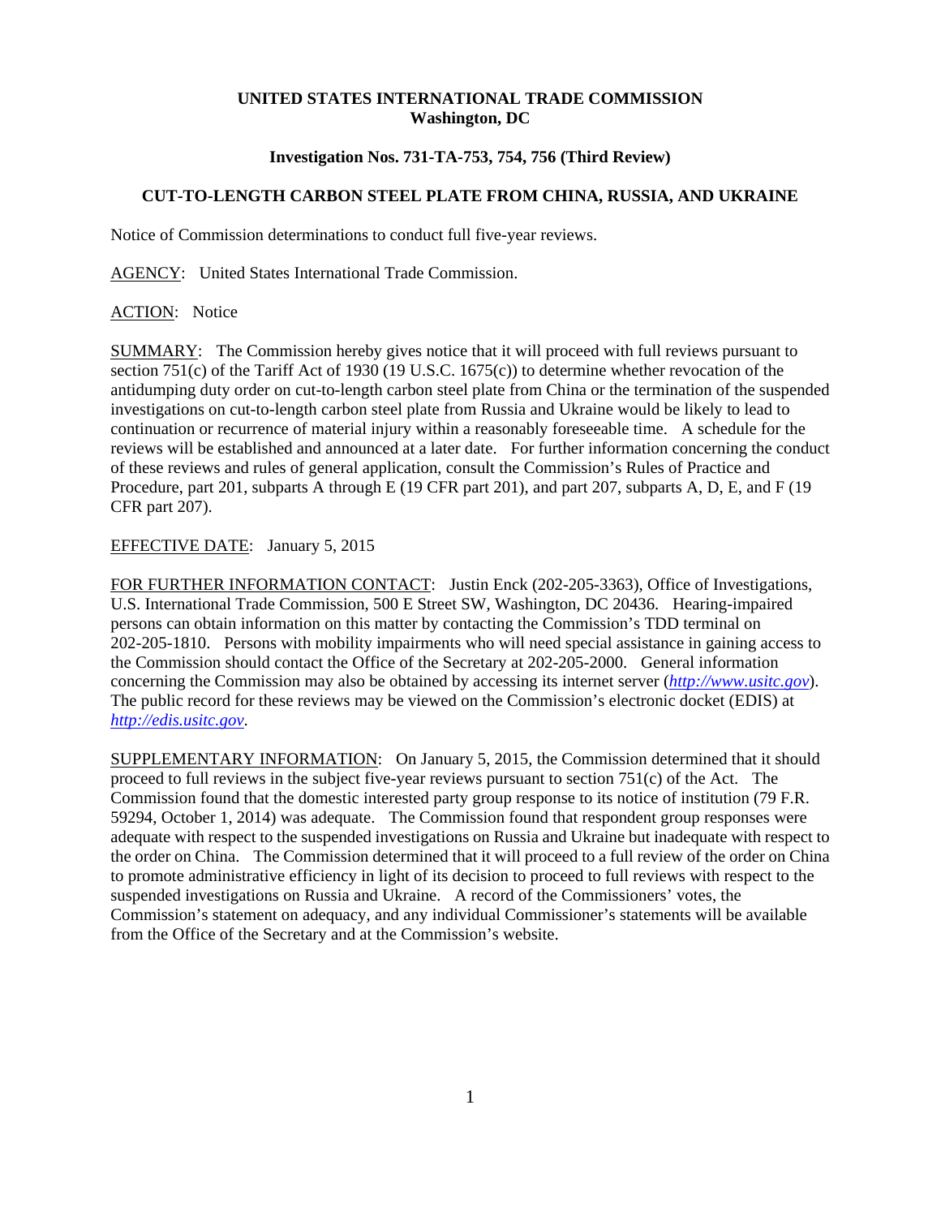**UNITED STATES INTERNATIONAL TRADE COMMISSION**
**Washington, DC**

**Investigation Nos. 731-TA-753, 754, 756 (Third Review)**

**CUT-TO-LENGTH CARBON STEEL PLATE FROM CHINA, RUSSIA, AND UKRAINE**

Notice of Commission determinations to conduct full five-year reviews.

AGENCY: United States International Trade Commission.

ACTION: Notice

SUMMARY: The Commission hereby gives notice that it will proceed with full reviews pursuant to section 751(c) of the Tariff Act of 1930 (19 U.S.C. 1675(c)) to determine whether revocation of the antidumping duty order on cut-to-length carbon steel plate from China or the termination of the suspended investigations on cut-to-length carbon steel plate from Russia and Ukraine would be likely to lead to continuation or recurrence of material injury within a reasonably foreseeable time. A schedule for the reviews will be established and announced at a later date. For further information concerning the conduct of these reviews and rules of general application, consult the Commission's Rules of Practice and Procedure, part 201, subparts A through E (19 CFR part 201), and part 207, subparts A, D, E, and F (19 CFR part 207).

EFFECTIVE DATE: January 5, 2015

FOR FURTHER INFORMATION CONTACT: Justin Enck (202-205-3363), Office of Investigations, U.S. International Trade Commission, 500 E Street SW, Washington, DC 20436. Hearing-impaired persons can obtain information on this matter by contacting the Commission's TDD terminal on 202-205-1810. Persons with mobility impairments who will need special assistance in gaining access to the Commission should contact the Office of the Secretary at 202-205-2000. General information concerning the Commission may also be obtained by accessing its internet server (*http://www.usitc.gov*). The public record for these reviews may be viewed on the Commission's electronic docket (EDIS) at *http://edis.usitc.gov*.

SUPPLEMENTARY INFORMATION: On January 5, 2015, the Commission determined that it should proceed to full reviews in the subject five-year reviews pursuant to section 751(c) of the Act. The Commission found that the domestic interested party group response to its notice of institution (79 F.R. 59294, October 1, 2014) was adequate. The Commission found that respondent group responses were adequate with respect to the suspended investigations on Russia and Ukraine but inadequate with respect to the order on China. The Commission determined that it will proceed to a full review of the order on China to promote administrative efficiency in light of its decision to proceed to full reviews with respect to the suspended investigations on Russia and Ukraine. A record of the Commissioners' votes, the Commission's statement on adequacy, and any individual Commissioner's statements will be available from the Office of the Secretary and at the Commission's website.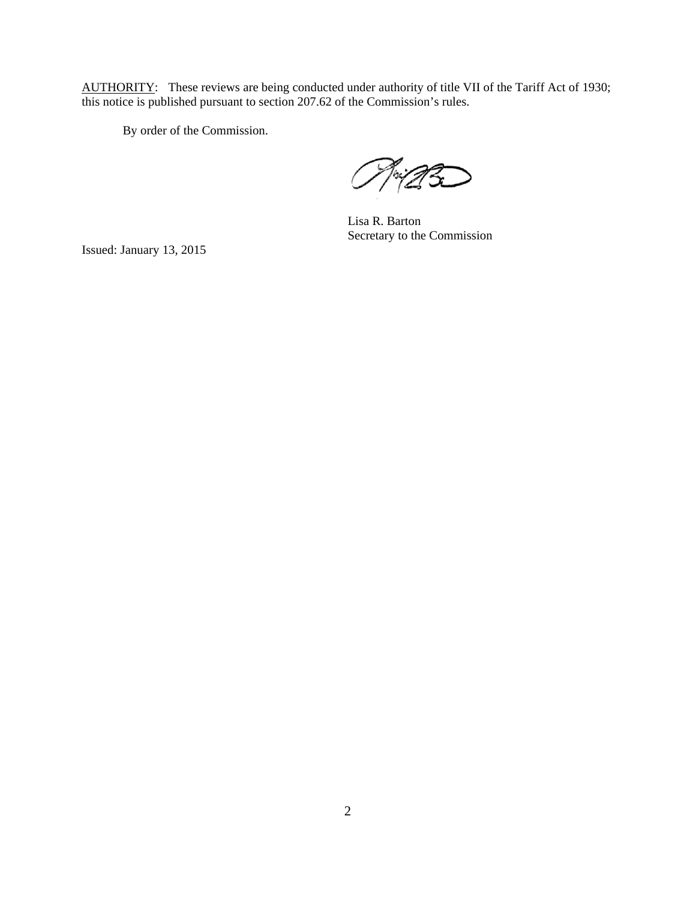AUTHORITY: These reviews are being conducted under authority of title VII of the Tariff Act of 1930; this notice is published pursuant to section 207.62 of the Commission's rules.

By order of the Commission.

Lisa R. Barton
Secretary to the Commission

Issued: January 13, 2015